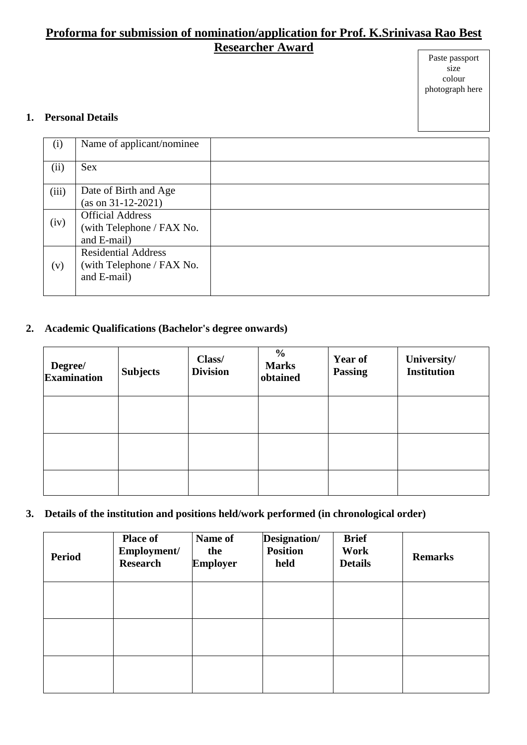# Proforma for submission of nomination/application for Prof. K.Srinivasa Rao Best Researcher Award

Paste passport size colour photograph here

**1. Personal Details**

| | | |
|---|---|---|
| (i) | Name of applicant/nominee | |
| (ii) | Sex | |
| (iii) | Date of Birth and Age (as on 31-12-2021) | |
| (iv) | Official Address (with Telephone / FAX No. and E-mail) | |
| (v) | Residential Address (with Telephone / FAX No. and E-mail) | |

**2. Academic Qualifications (Bachelor's degree onwards)**

| Degree/ Examination | Subjects | Class/ Division | % Marks obtained | Year of Passing | University/ Institution |
|---|---|---|---|---|---|
| | | | | | |
| | | | | | |
| | | | | | |

**3. Details of the institution and positions held/work performed (in chronological order)**

| Period | Place of Employment/ Research | Name of the Employer | Designation/ Position held | Brief Work Details | Remarks |
|---|---|---|---|---|---|
| | | | | | |
| | | | | | |
| | | | | | |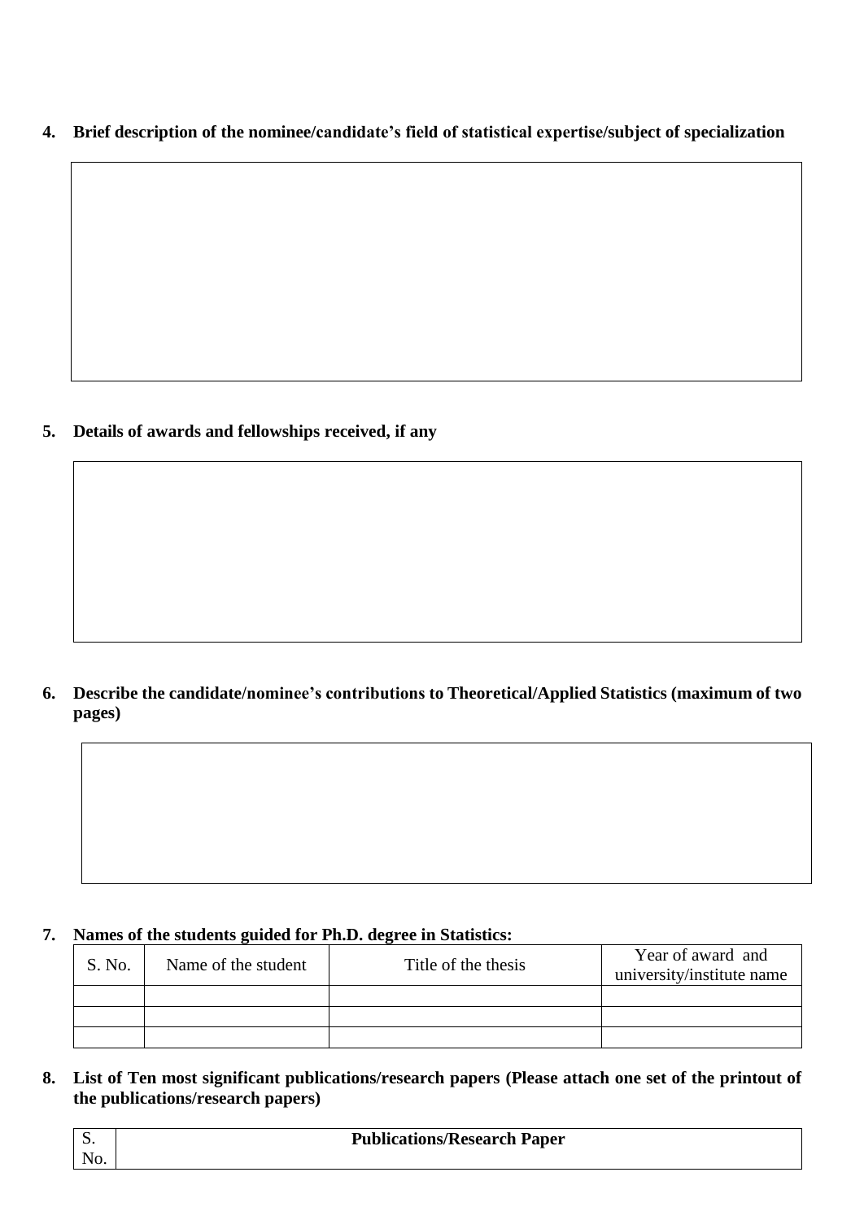**4. Brief description of the nominee/candidate's field of statistical expertise/subject of specialization**

**5. Details of awards and fellowships received, if any**

**6. Describe the candidate/nominee's contributions to Theoretical/Applied Statistics (maximum of two pages)**

**7. Names of the students guided for Ph.D. degree in Statistics:**

| S. No. | Name of the student | Title of the thesis | Year of award and university/institute name |
|---|---|---|---|
| | | | |
| | | | |
| | | | |

**8. List of Ten most significant publications/research papers (Please attach one set of the printout of the publications/research papers)**

| S. No. | **Publications/Research Paper** |
|---|---|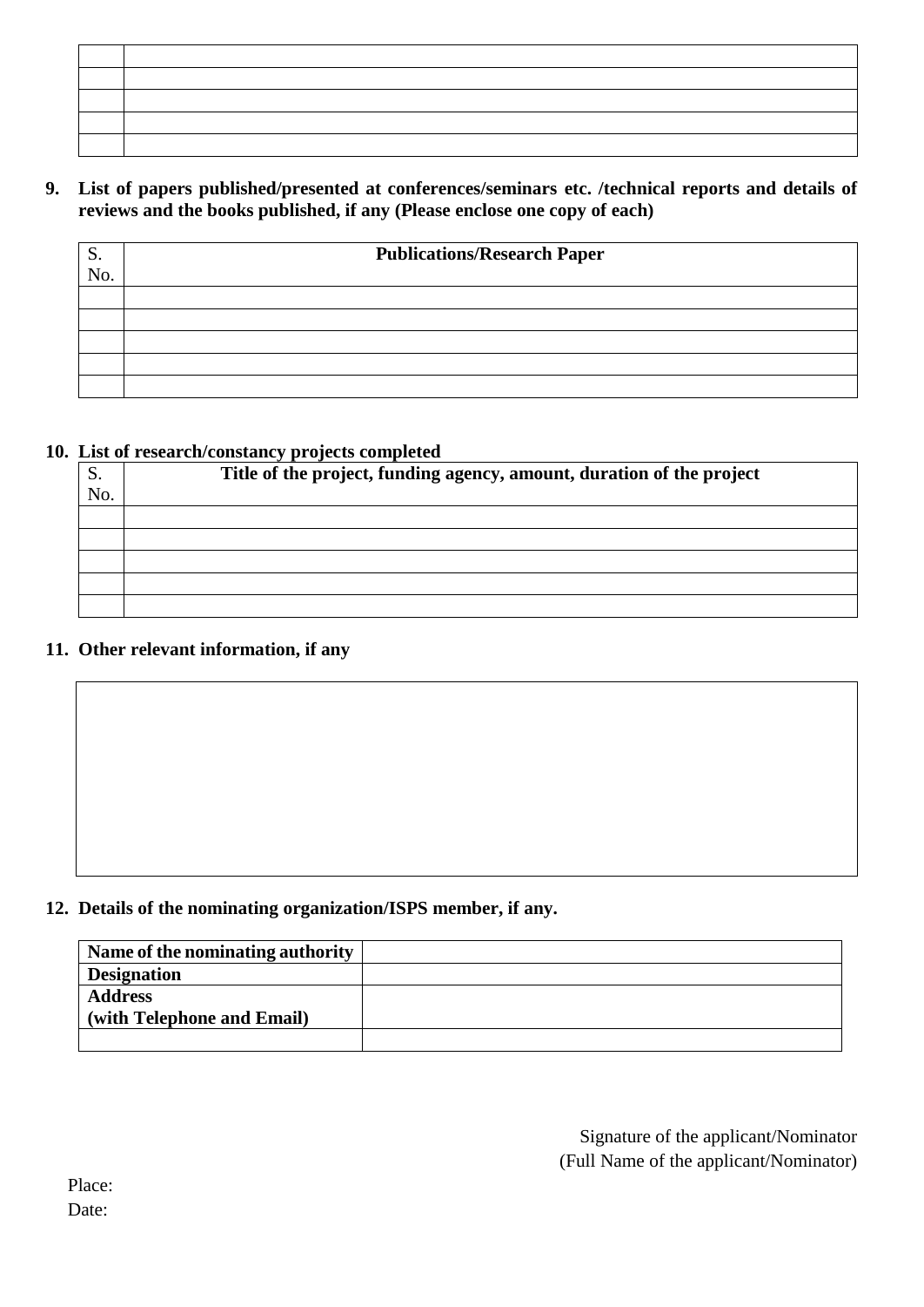| | |
|---|---|
| | |
| | |
| | |
| | |
| | |

**9. List of papers published/presented at conferences/seminars etc. /technical reports and details of reviews and the books published, if any (Please enclose one copy of each)**

| S. No. | **Publications/Research Paper** |
|---|---|
| | |
| | |
| | |
| | |
| | |

**10. List of research/constancy projects completed**

| S. No. | **Title of the project, funding agency, amount, duration of the project** |
|---|---|
| | |
| | |
| | |
| | |
| | |

**11. Other relevant information, if any**

| |
|---|
| |

**12. Details of the nominating organization/ISPS member, if any.**

| | |
|---|---|
| **Name of the nominating authority** | |
| **Designation** | |
| **Address (with Telephone and Email)** | |
| | |

Signature of the applicant/Nominator
(Full Name of the applicant/Nominator)

Place:
Date: